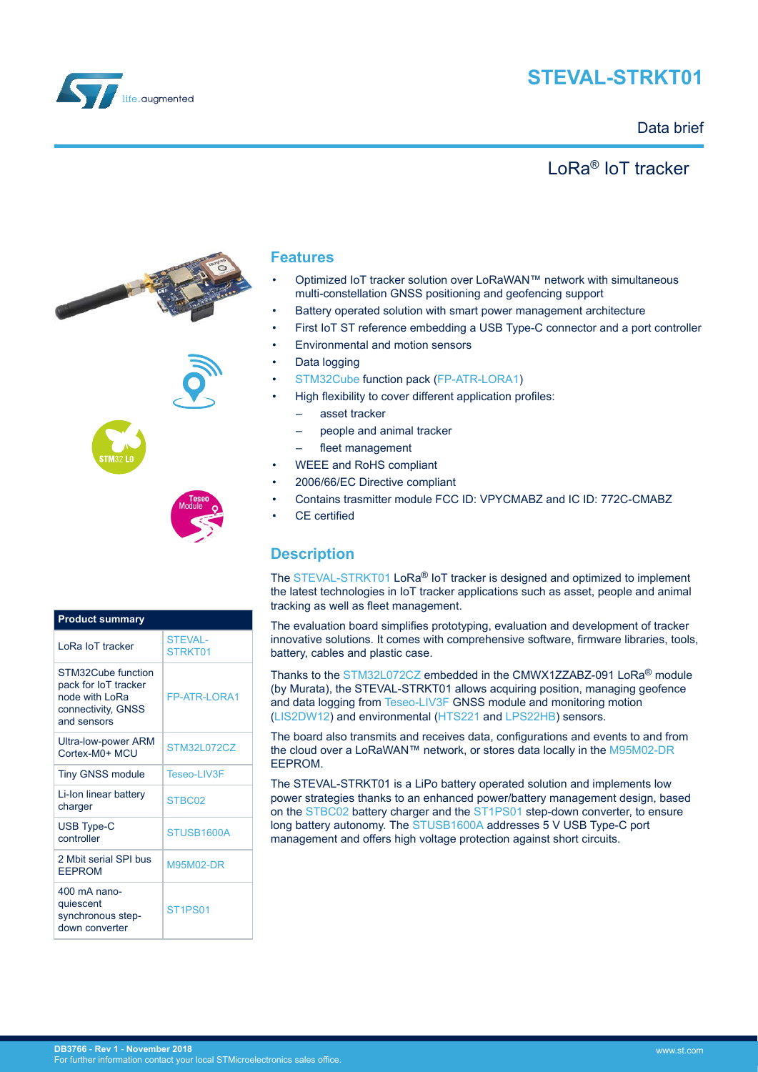# STEVAL-STRKT01

Data brief

## LoRa® IoT tracker

## Features

- Optimized IoT tracker solution over LoRaWAN™ network with simultaneous multi-constellation GNSS positioning and geofencing support
- Battery operated solution with smart power management architecture
- First IoT ST reference embedding a USB Type-C connector and a port controller
- Environmental and motion sensors
- Data logging
- STM32Cube function pack (FP-ATR-LORA1)
- High flexibility to cover different application profiles:
  - asset tracker
  - people and animal tracker
  - fleet management
- WEEE and RoHS compliant
- 2006/66/EC Directive compliant
- Contains trasmitter module FCC ID: VPYCMABZ and IC ID: 772C-CMABZ
- CE certified

## Description

The STEVAL-STRKT01 LoRa® IoT tracker is designed and optimized to implement the latest technologies in IoT tracker applications such as asset, people and animal tracking as well as fleet management.

The evaluation board simplifies prototyping, evaluation and development of tracker innovative solutions. It comes with comprehensive software, firmware libraries, tools, battery, cables and plastic case.

Thanks to the STM32L072CZ embedded in the CMWX1ZZABZ-091 LoRa® module (by Murata), the STEVAL-STRKT01 allows acquiring position, managing geofence and data logging from Teseo-LIV3F GNSS module and monitoring motion (LIS2DW12) and environmental (HTS221 and LPS22HB) sensors.

The board also transmits and receives data, configurations and events to and from the cloud over a LoRaWAN™ network, or stores data locally in the M95M02-DR EEPROM.

The STEVAL-STRKT01 is a LiPo battery operated solution and implements low power strategies thanks to an enhanced power/battery management design, based on the STBC02 battery charger and the ST1PS01 step-down converter, to ensure long battery autonomy. The STUSB1600A addresses 5 V USB Type-C port management and offers high voltage protection against short circuits.

| Product summary | |
|---|---|
| LoRa IoT tracker | STEVAL-STRKT01 |
| STM32Cube function pack for IoT tracker node with LoRa connectivity, GNSS and sensors | FP-ATR-LORA1 |
| Ultra-low-power ARM Cortex-M0+ MCU | STM32L072CZ |
| Tiny GNSS module | Teseo-LIV3F |
| Li-Ion linear battery charger | STBC02 |
| USB Type-C controller | STUSB1600A |
| 2 Mbit serial SPI bus EEPROM | M95M02-DR |
| 400 mA nano-quiescent synchronous step-down converter | ST1PS01 |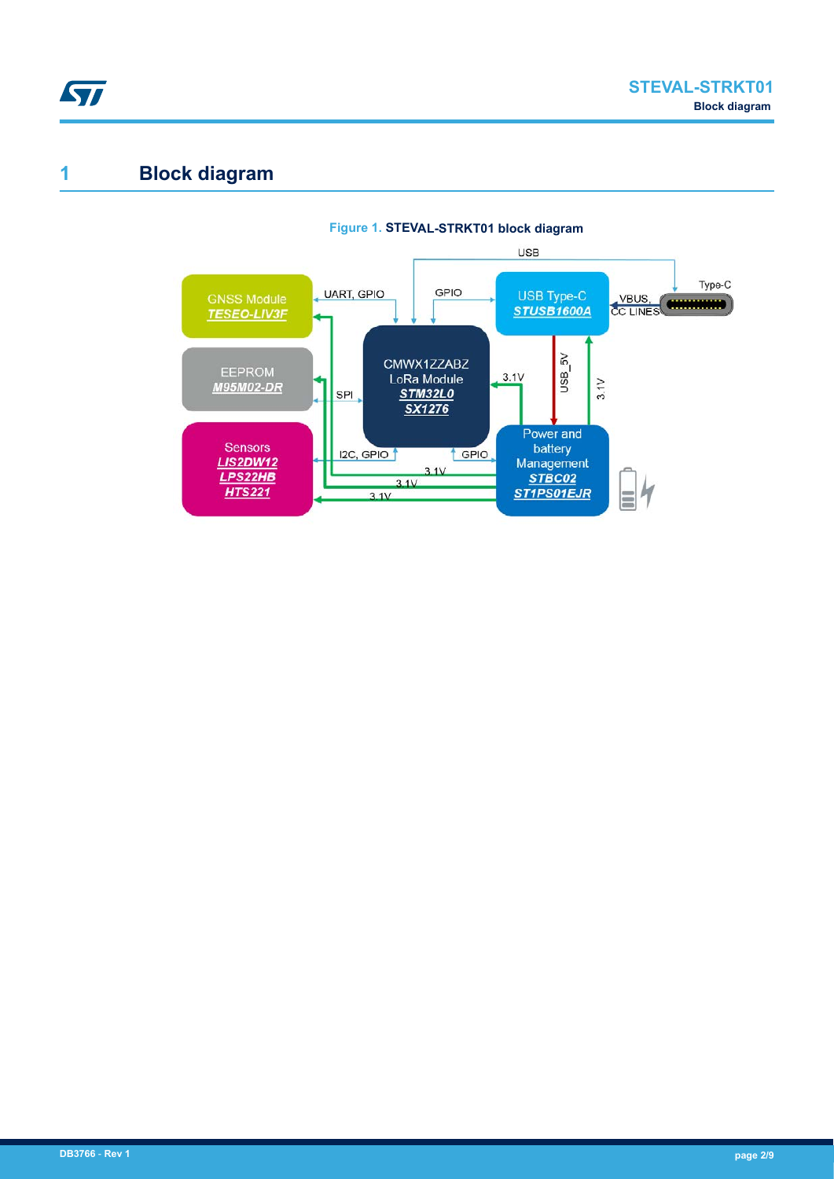# 1 Block diagram

**Figure 1.** STEVAL-STRKT01 block diagram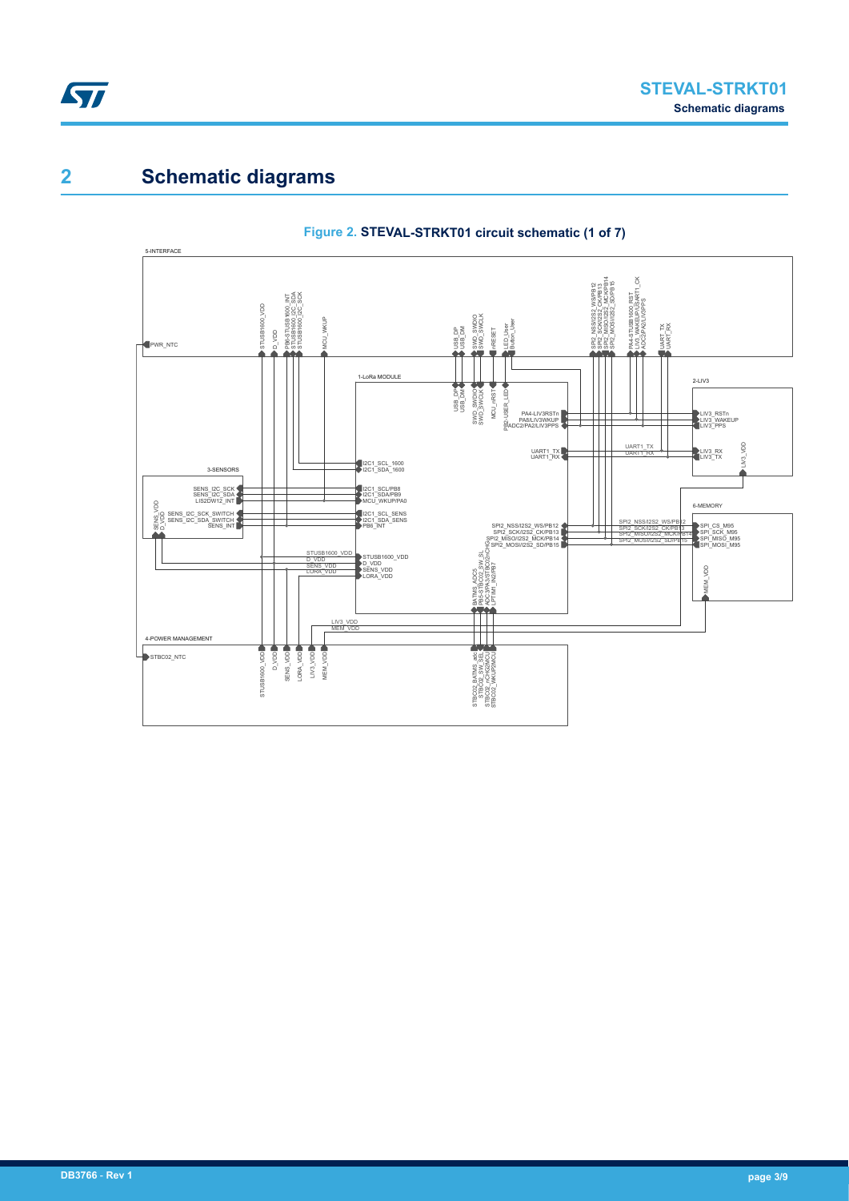# 2 Schematic diagrams

**Figure 2. STEVAL-STRKT01 circuit schematic (1 of 7)**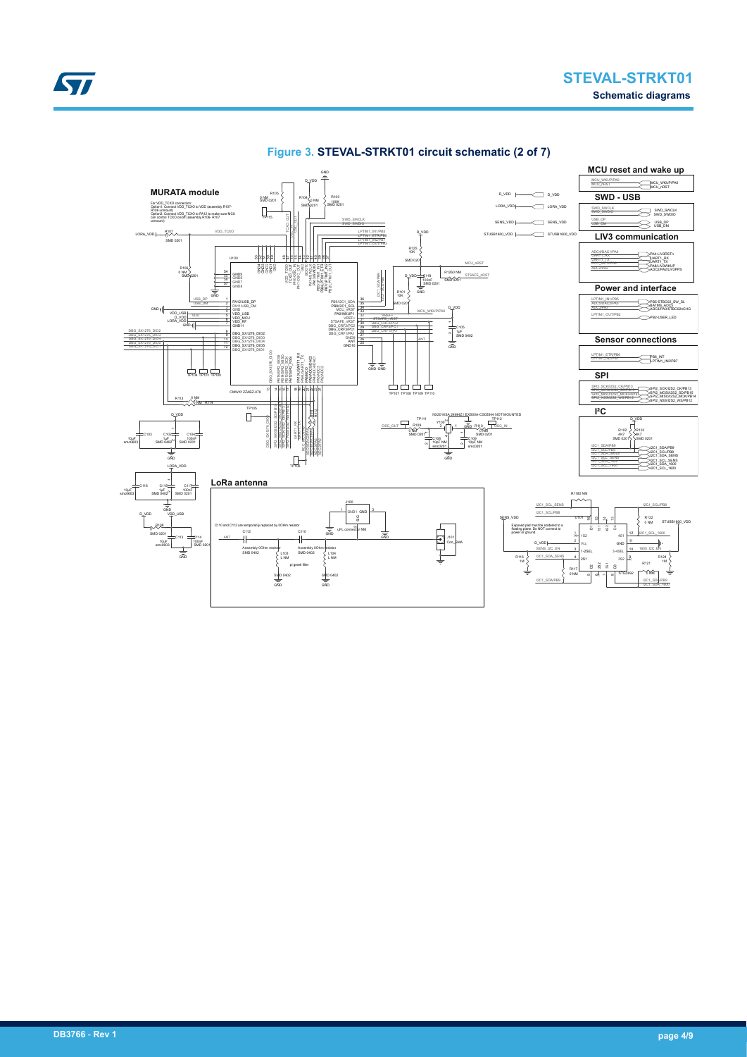## Figure 3. STEVAL-STRKT01 circuit schematic (2 of 7)

### MURATA module

For VDD_TCXO connection:
Option1: Connect VDD_TCXO to VDD (assembly R107- R106 unmount)
Option2: Connect VDD_TCXO to PA12 to make sure MCU can control TCXO on/off (assembly R106- R107 unmount)

### LoRa antenna

C110 and C112 are temporarily replaced by 0Ohm resistor

### MCU reset and wake up

### SWD - USB

### LIV3 communication

### Power and interface

### Sensor connections

### SPI

### I²C

Exposed pad must be soldered to a floating plane. Do NOT connect to power or ground.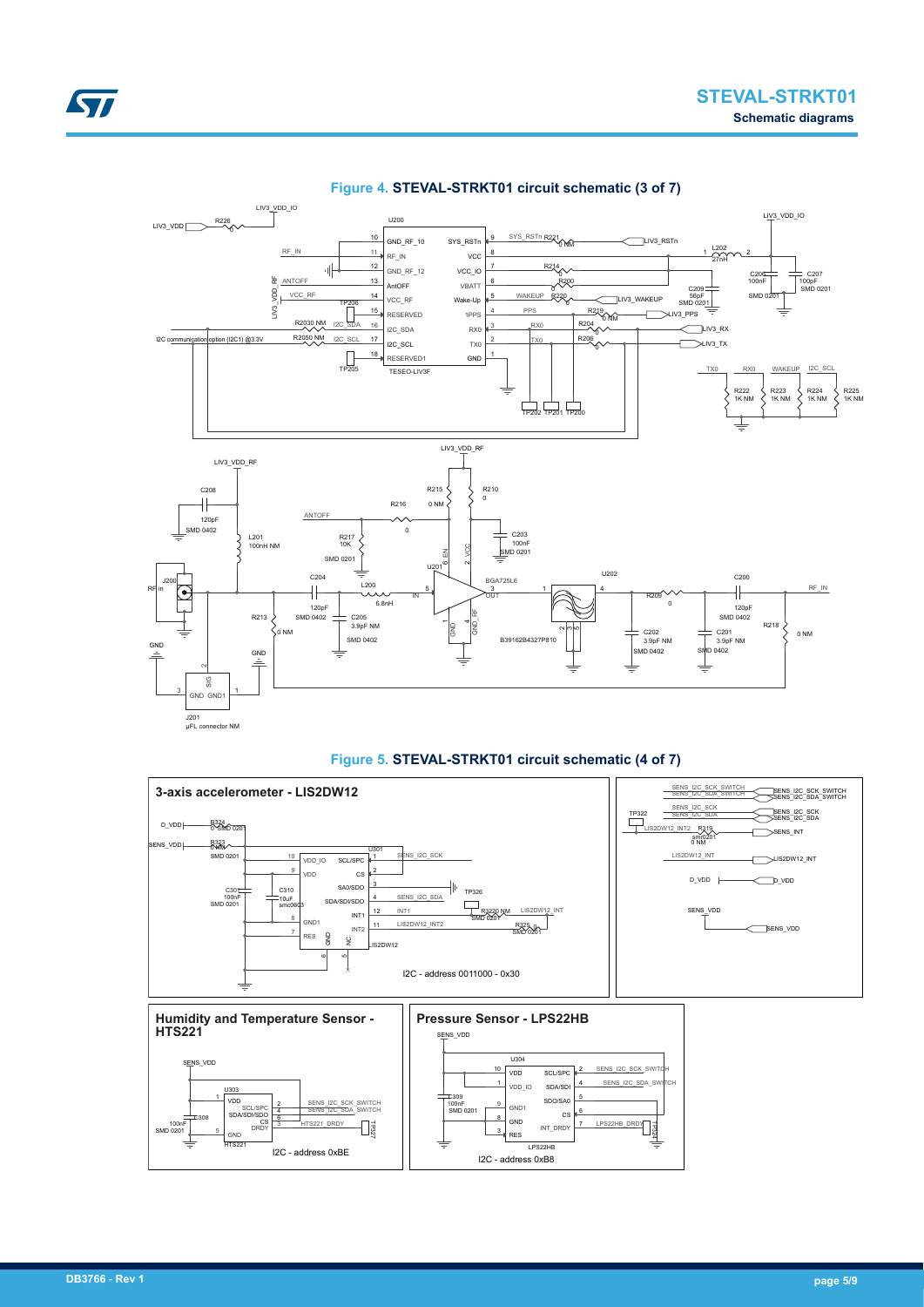Figure 4. STEVAL-STRKT01 circuit schematic (3 of 7)

Figure 5. STEVAL-STRKT01 circuit schematic (4 of 7)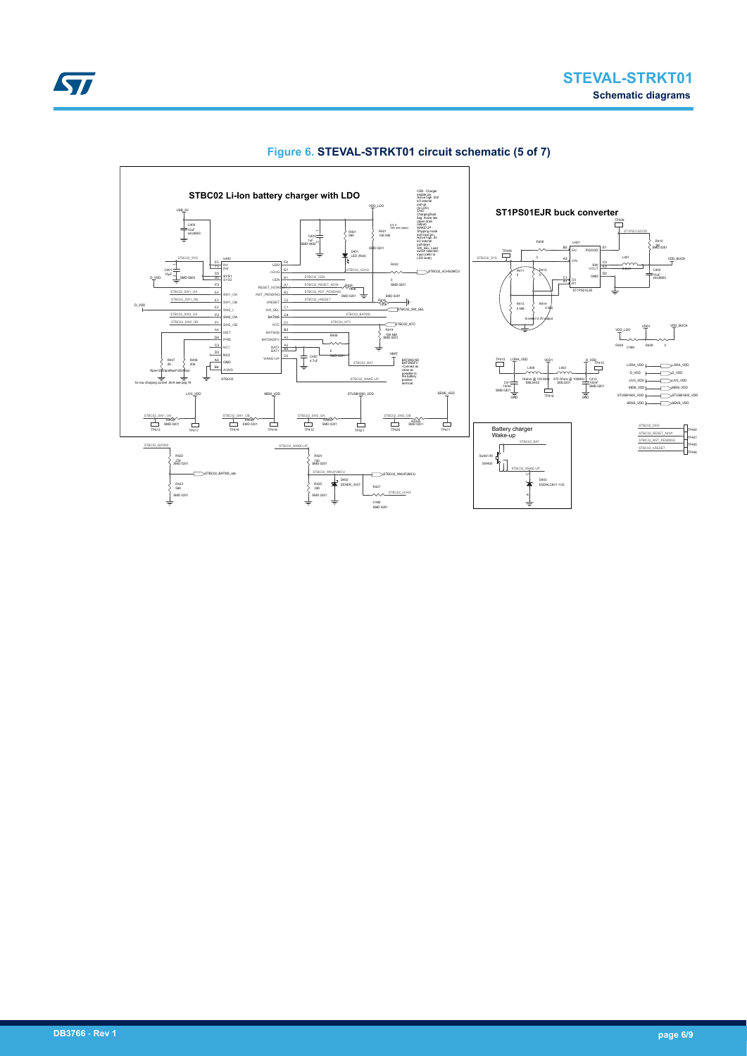## Figure 6. STEVAL-STRKT01 circuit schematic (5 of 7)

STBC02 Li-Ion battery charger with LDO

ST1PS01EJR buck converter

Battery charger Wake-up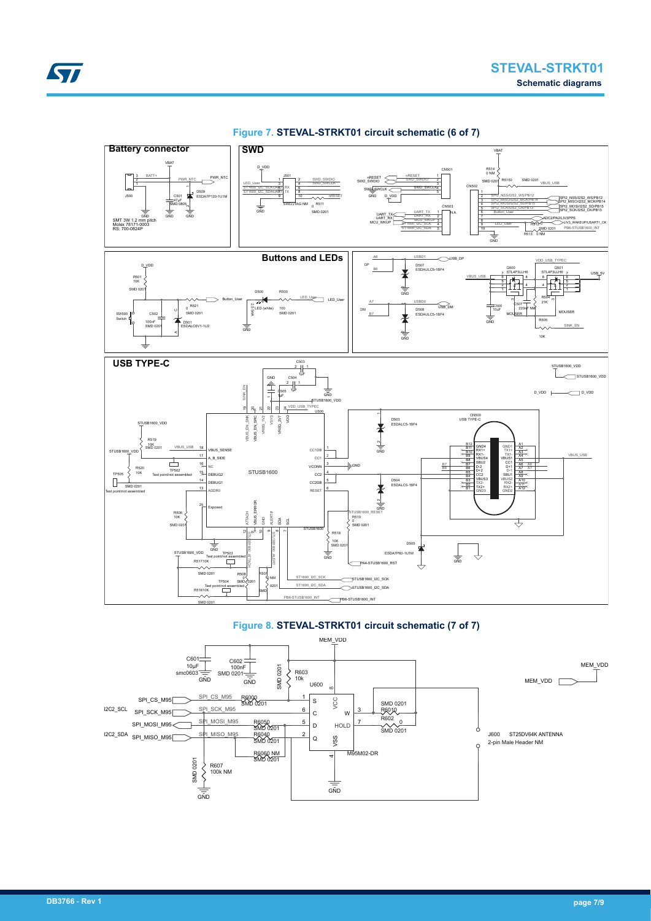## Figure 7. STEVAL-STRKT01 circuit schematic (6 of 7)

## Figure 8. STEVAL-STRKT01 circuit schematic (7 of 7)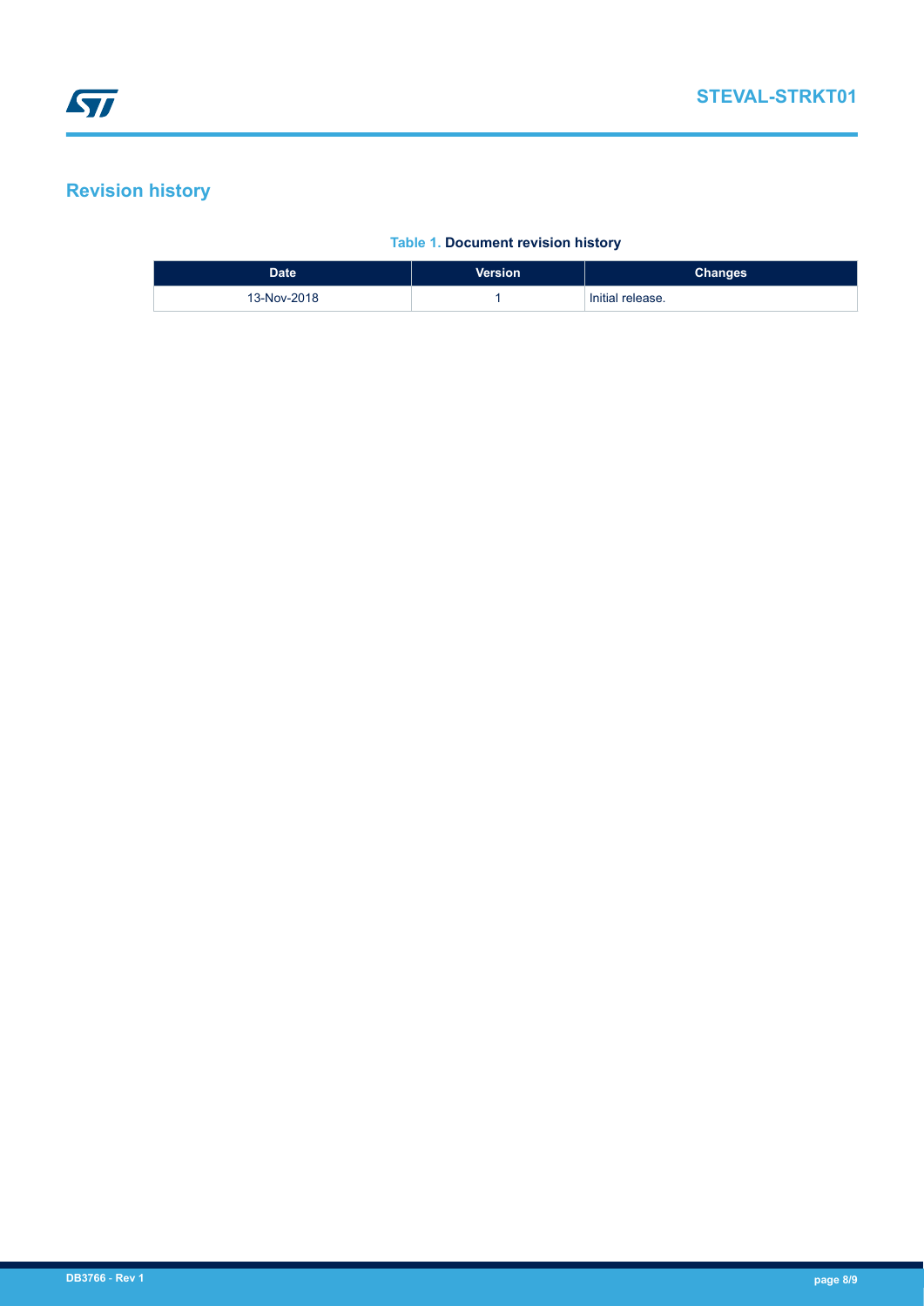# Revision history

**Table 1. Document revision history**

| Date | Version | Changes |
| --- | --- | --- |
| 13-Nov-2018 | 1 | Initial release. |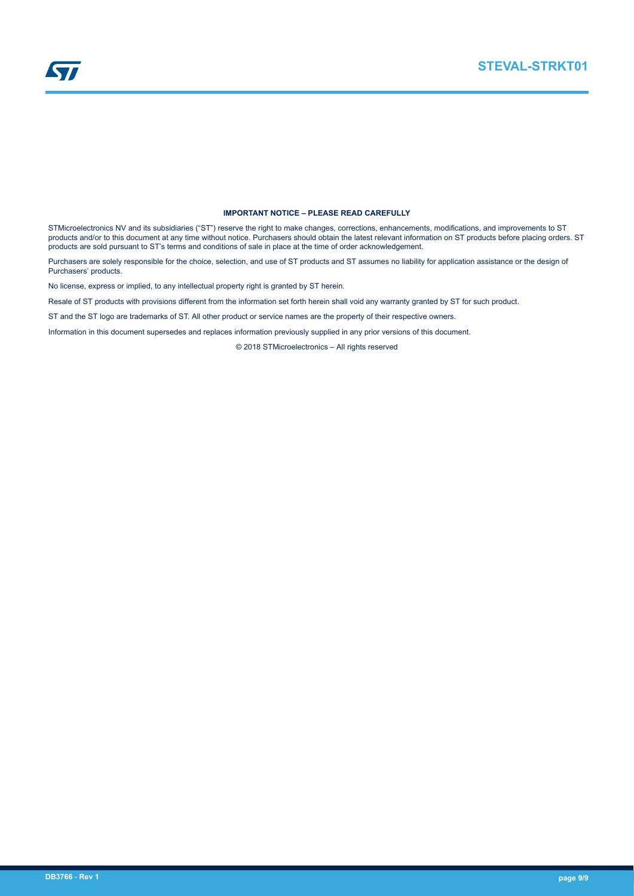**IMPORTANT NOTICE – PLEASE READ CAREFULLY**

STMicroelectronics NV and its subsidiaries ("ST") reserve the right to make changes, corrections, enhancements, modifications, and improvements to ST products and/or to this document at any time without notice. Purchasers should obtain the latest relevant information on ST products before placing orders. ST products are sold pursuant to ST's terms and conditions of sale in place at the time of order acknowledgement.

Purchasers are solely responsible for the choice, selection, and use of ST products and ST assumes no liability for application assistance or the design of Purchasers' products.

No license, express or implied, to any intellectual property right is granted by ST herein.

Resale of ST products with provisions different from the information set forth herein shall void any warranty granted by ST for such product.

ST and the ST logo are trademarks of ST. All other product or service names are the property of their respective owners.

Information in this document supersedes and replaces information previously supplied in any prior versions of this document.

© 2018 STMicroelectronics – All rights reserved